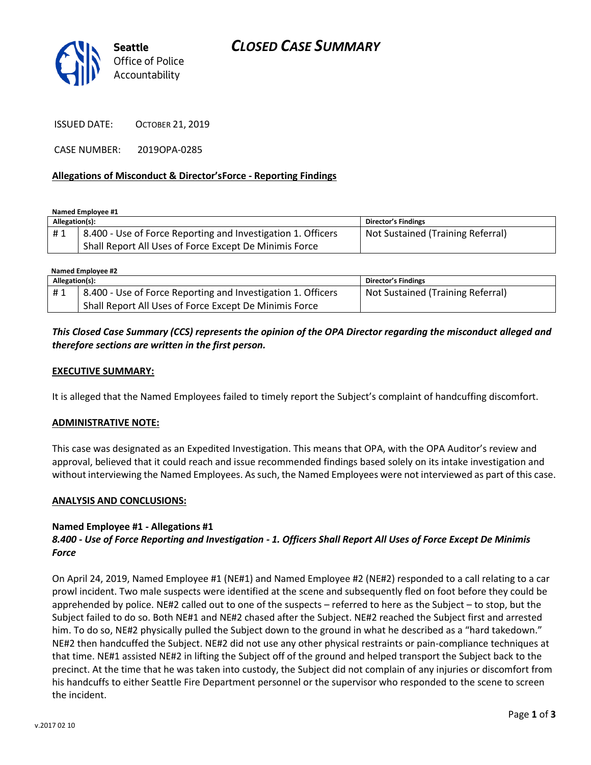# CLOSED CASE SUMMARY

Seattle Office of Police Accountability

ISSUED DATE: OCTOBER 21, 2019

CASE NUMBER: 2019OPA-0285

**Allegations of Misconduct & Director'sForce - Reporting Findings**

**Named Employee #1**

| Allegation(s): | | Director's Findings |
|---|---|---|
| # 1 | 8.400 - Use of Force Reporting and Investigation 1. Officers Shall Report All Uses of Force Except De Minimis Force | Not Sustained (Training Referral) |

**Named Employee #2**

| Allegation(s): | | Director's Findings |
|---|---|---|
| # 1 | 8.400 - Use of Force Reporting and Investigation 1. Officers Shall Report All Uses of Force Except De Minimis Force | Not Sustained (Training Referral) |

***This Closed Case Summary (CCS) represents the opinion of the OPA Director regarding the misconduct alleged and therefore sections are written in the first person.***

**EXECUTIVE SUMMARY:**

It is alleged that the Named Employees failed to timely report the Subject's complaint of handcuffing discomfort.

**ADMINISTRATIVE NOTE:**

This case was designated as an Expedited Investigation. This means that OPA, with the OPA Auditor's review and approval, believed that it could reach and issue recommended findings based solely on its intake investigation and without interviewing the Named Employees. As such, the Named Employees were not interviewed as part of this case.

**ANALYSIS AND CONCLUSIONS:**

**Named Employee #1 - Allegations #1**
***8.400 - Use of Force Reporting and Investigation - 1. Officers Shall Report All Uses of Force Except De Minimis Force***

On April 24, 2019, Named Employee #1 (NE#1) and Named Employee #2 (NE#2) responded to a call relating to a car prowl incident. Two male suspects were identified at the scene and subsequently fled on foot before they could be apprehended by police. NE#2 called out to one of the suspects – referred to here as the Subject – to stop, but the Subject failed to do so. Both NE#1 and NE#2 chased after the Subject. NE#2 reached the Subject first and arrested him. To do so, NE#2 physically pulled the Subject down to the ground in what he described as a "hard takedown." NE#2 then handcuffed the Subject. NE#2 did not use any other physical restraints or pain-compliance techniques at that time. NE#1 assisted NE#2 in lifting the Subject off of the ground and helped transport the Subject back to the precinct. At the time that he was taken into custody, the Subject did not complain of any injuries or discomfort from his handcuffs to either Seattle Fire Department personnel or the supervisor who responded to the scene to screen the incident.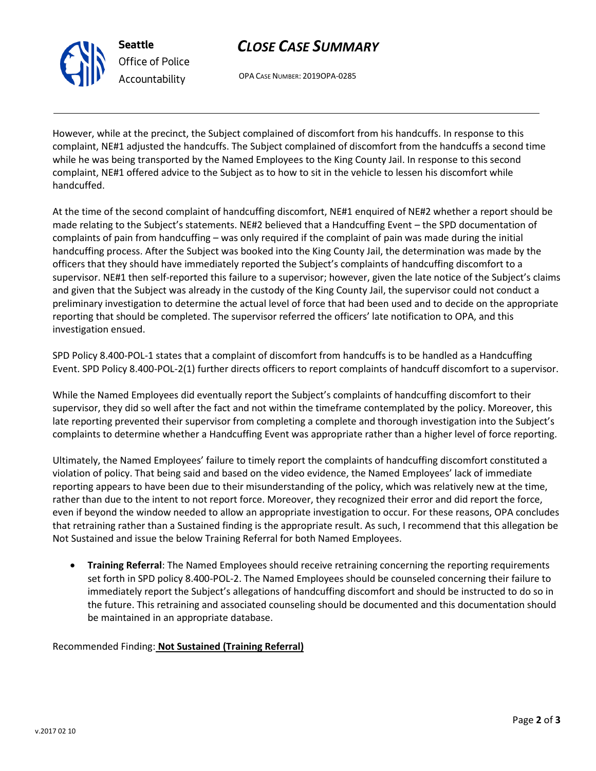However, while at the precinct, the Subject complained of discomfort from his handcuffs. In response to this complaint, NE#1 adjusted the handcuffs. The Subject complained of discomfort from the handcuffs a second time while he was being transported by the Named Employees to the King County Jail. In response to this second complaint, NE#1 offered advice to the Subject as to how to sit in the vehicle to lessen his discomfort while handcuffed.

At the time of the second complaint of handcuffing discomfort, NE#1 enquired of NE#2 whether a report should be made relating to the Subject's statements. NE#2 believed that a Handcuffing Event – the SPD documentation of complaints of pain from handcuffing – was only required if the complaint of pain was made during the initial handcuffing process. After the Subject was booked into the King County Jail, the determination was made by the officers that they should have immediately reported the Subject's complaints of handcuffing discomfort to a supervisor. NE#1 then self-reported this failure to a supervisor; however, given the late notice of the Subject's claims and given that the Subject was already in the custody of the King County Jail, the supervisor could not conduct a preliminary investigation to determine the actual level of force that had been used and to decide on the appropriate reporting that should be completed. The supervisor referred the officers' late notification to OPA, and this investigation ensued.

SPD Policy 8.400-POL-1 states that a complaint of discomfort from handcuffs is to be handled as a Handcuffing Event. SPD Policy 8.400-POL-2(1) further directs officers to report complaints of handcuff discomfort to a supervisor.

While the Named Employees did eventually report the Subject's complaints of handcuffing discomfort to their supervisor, they did so well after the fact and not within the timeframe contemplated by the policy. Moreover, this late reporting prevented their supervisor from completing a complete and thorough investigation into the Subject's complaints to determine whether a Handcuffing Event was appropriate rather than a higher level of force reporting.

Ultimately, the Named Employees' failure to timely report the complaints of handcuffing discomfort constituted a violation of policy. That being said and based on the video evidence, the Named Employees' lack of immediate reporting appears to have been due to their misunderstanding of the policy, which was relatively new at the time, rather than due to the intent to not report force. Moreover, they recognized their error and did report the force, even if beyond the window needed to allow an appropriate investigation to occur. For these reasons, OPA concludes that retraining rather than a Sustained finding is the appropriate result. As such, I recommend that this allegation be Not Sustained and issue the below Training Referral for both Named Employees.

- **Training Referral**: The Named Employees should receive retraining concerning the reporting requirements set forth in SPD policy 8.400-POL-2. The Named Employees should be counseled concerning their failure to immediately report the Subject's allegations of handcuffing discomfort and should be instructed to do so in the future. This retraining and associated counseling should be documented and this documentation should be maintained in an appropriate database.

Recommended Finding: **Not Sustained (Training Referral)**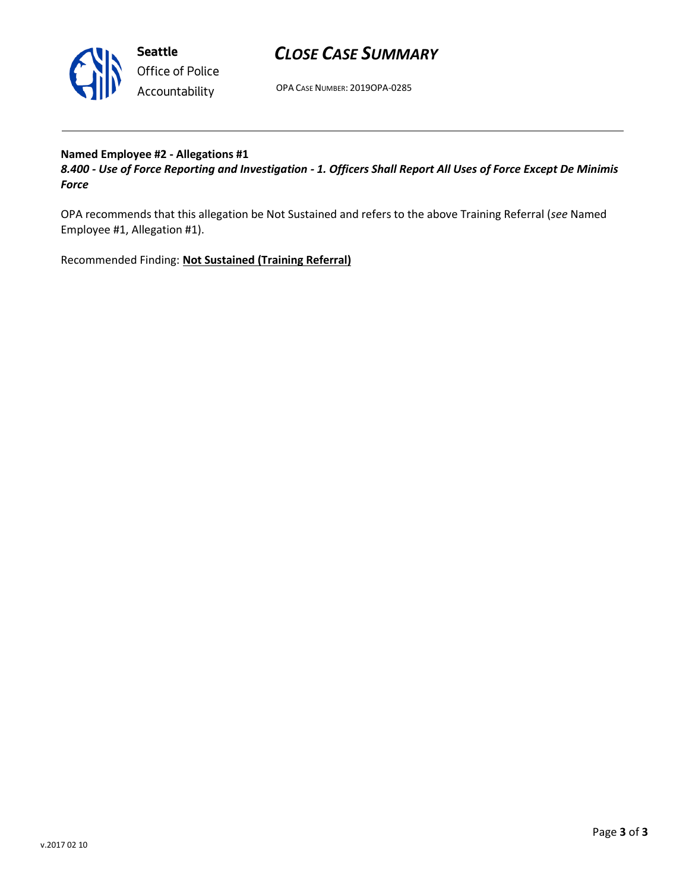**Named Employee #2 - Allegations #1**
***8.400 - Use of Force Reporting and Investigation - 1. Officers Shall Report All Uses of Force Except De Minimis Force***

OPA recommends that this allegation be Not Sustained and refers to the above Training Referral (*see* Named Employee #1, Allegation #1).

Recommended Finding: **Not Sustained (Training Referral)**